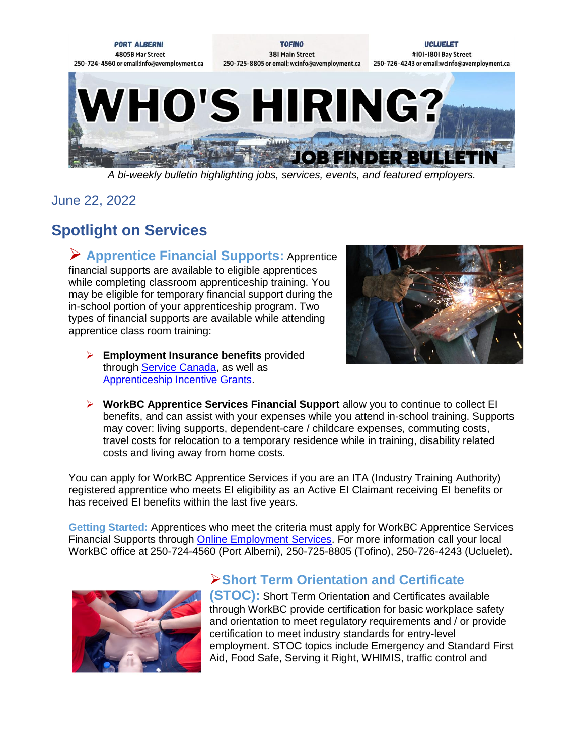| PORT ALBERNI | TOFINO | UCLUELET |
| --- | --- | --- |
| 4805B Mar Street | 381 Main Street | #101-1801 Bay Street |
| 250-724-4560 or email:info@avemployment.ca | 250-725-8805 or email: wcinfo@avemployment.ca | 250-726-4243 or email:wcinfo@avemployment.ca |

# WHO'S HIRING?

## JOB FINDER BULLETIN

*A bi-weekly bulletin highlighting jobs, services, events, and featured employers.*

June 22, 2022

## Spotlight on Services

➤ **Apprentice Financial Supports:** Apprentice financial supports are available to eligible apprentices while completing classroom apprenticeship training. You may be eligible for temporary financial support during the in-school portion of your apprenticeship program. Two types of financial supports are available while attending apprentice class room training:

- **Employment Insurance benefits** provided through Service Canada, as well as Apprenticeship Incentive Grants.
- **WorkBC Apprentice Services Financial Support** allow you to continue to collect EI benefits, and can assist with your expenses while you attend in-school training. Supports may cover: living supports, dependent-care / childcare expenses, commuting costs, travel costs for relocation to a temporary residence while in training, disability related costs and living away from home costs.

You can apply for WorkBC Apprentice Services if you are an ITA (Industry Training Authority) registered apprentice who meets EI eligibility as an Active EI Claimant receiving EI benefits or has received EI benefits within the last five years.

**Getting Started:** Apprentices who meet the criteria must apply for WorkBC Apprentice Services Financial Supports through Online Employment Services. For more information call your local WorkBC office at 250-724-4560 (Port Alberni), 250-725-8805 (Tofino), 250-726-4243 (Ucluelet).

➤ **Short Term Orientation and Certificate (STOC):** Short Term Orientation and Certificates available through WorkBC provide certification for basic workplace safety and orientation to meet regulatory requirements and / or provide certification to meet industry standards for entry-level employment. STOC topics include Emergency and Standard First Aid, Food Safe, Serving it Right, WHMIS, traffic control and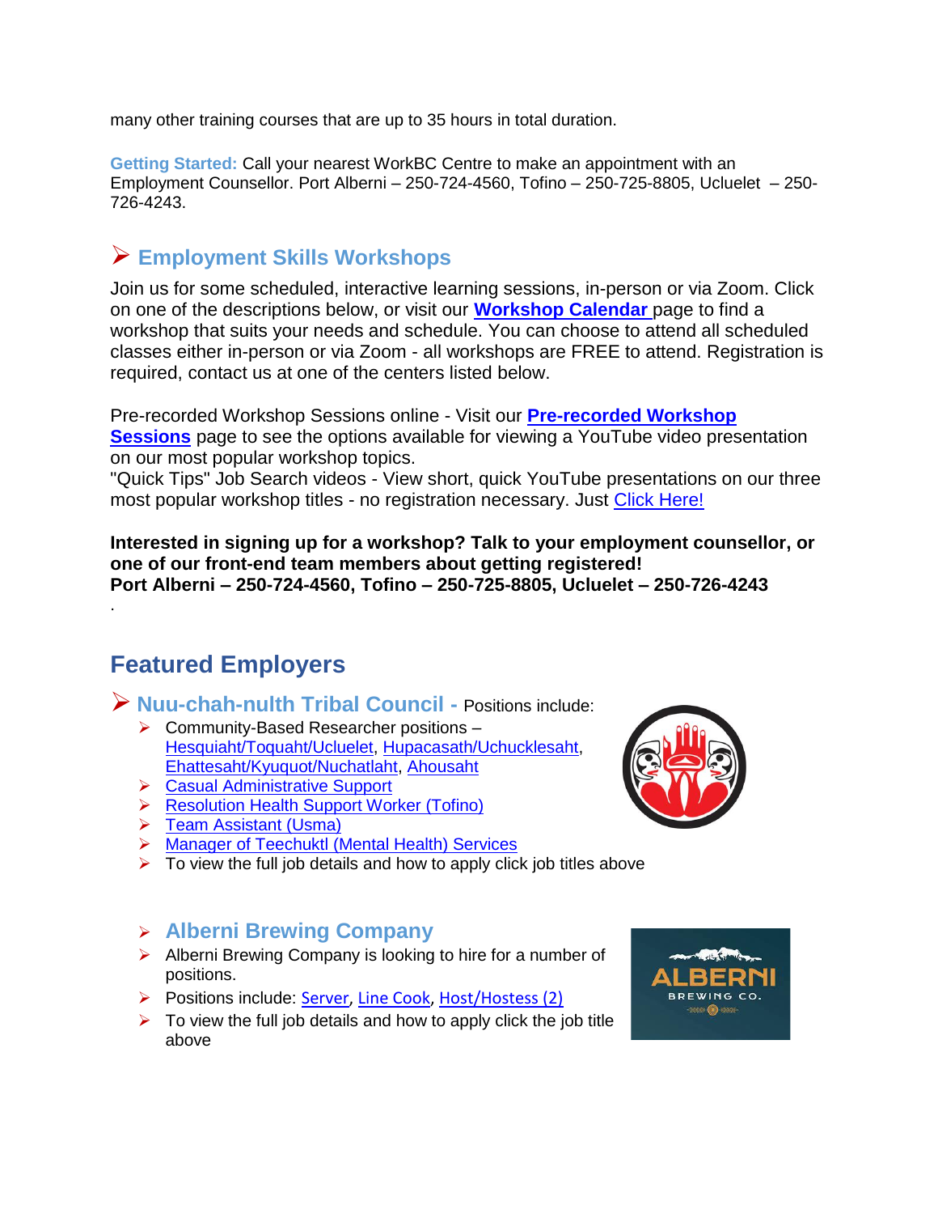many other training courses that are up to 35 hours in total duration.

**Getting Started:** Call your nearest WorkBC Centre to make an appointment with an Employment Counsellor. Port Alberni – 250-724-4560, Tofino – 250-725-8805, Ucluelet – 250-726-4243.

## Employment Skills Workshops

Join us for some scheduled, interactive learning sessions, in-person or via Zoom. Click on one of the descriptions below, or visit our **Workshop Calendar** page to find a workshop that suits your needs and schedule. You can choose to attend all scheduled classes either in-person or via Zoom - all workshops are FREE to attend. Registration is required, contact us at one of the centers listed below.

Pre-recorded Workshop Sessions online - Visit our **Pre-recorded Workshop Sessions** page to see the options available for viewing a YouTube video presentation on our most popular workshop topics.
"Quick Tips" Job Search videos - View short, quick YouTube presentations on our three most popular workshop titles - no registration necessary. Just Click Here!

**Interested in signing up for a workshop? Talk to your employment counsellor, or one of our front-end team members about getting registered!**
**Port Alberni – 250-724-4560, Tofino – 250-725-8805, Ucluelet – 250-726-4243**

.

# Featured Employers

## Nuu-chah-nulth Tribal Council - Positions include:

- Community-Based Researcher positions – Hesquiaht/Toquaht/Ucluelet, Hupacasath/Uchucklesaht, Ehattesaht/Kyuquot/Nuchatlaht, Ahousaht
- Casual Administrative Support
- Resolution Health Support Worker (Tofino)
- Team Assistant (Usma)
- Manager of Teechuktl (Mental Health) Services
- To view the full job details and how to apply click job titles above

## Alberni Brewing Company

- Alberni Brewing Company is looking to hire for a number of positions.
- Positions include: Server, Line Cook, Host/Hostess (2)
- To view the full job details and how to apply click the job title above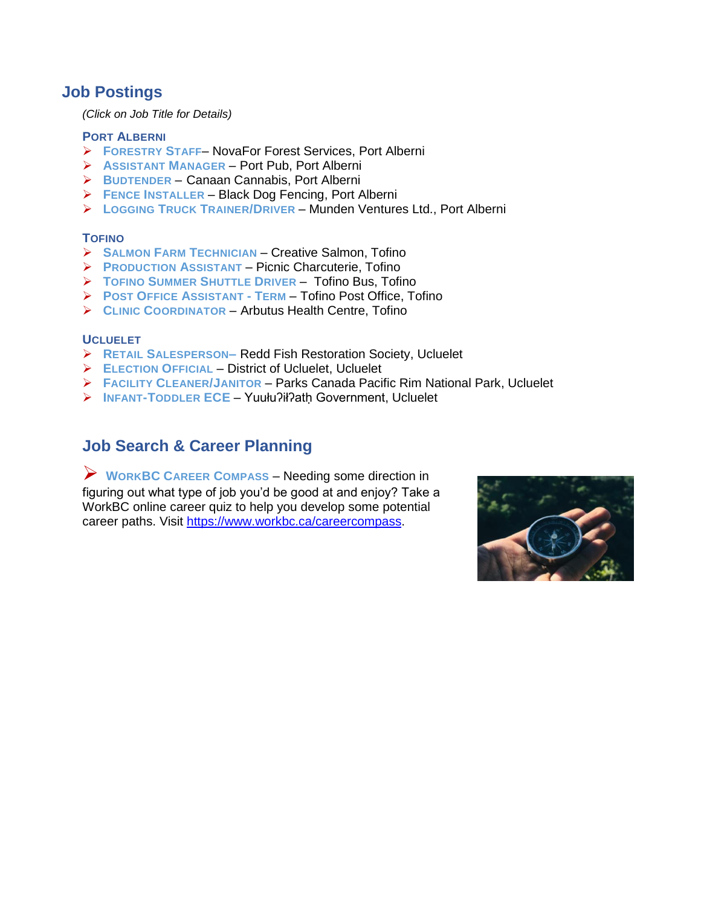## Job Postings

*(Click on Job Title for Details)*

### Port Alberni

- **Forestry Staff**– NovaFor Forest Services, Port Alberni
- **Assistant Manager** – Port Pub, Port Alberni
- **Budtender** – Canaan Cannabis, Port Alberni
- **Fence Installer** – Black Dog Fencing, Port Alberni
- **Logging Truck Trainer/Driver** – Munden Ventures Ltd., Port Alberni

### Tofino

- **Salmon Farm Technician** – Creative Salmon, Tofino
- **Production Assistant** – Picnic Charcuterie, Tofino
- **Tofino Summer Shuttle Driver** – Tofino Bus, Tofino
- **Post Office Assistant - Term** – Tofino Post Office, Tofino
- **Clinic Coordinator** – Arbutus Health Centre, Tofino

### Ucluelet

- **Retail Salesperson–** Redd Fish Restoration Society, Ucluelet
- **Election Official** – District of Ucluelet, Ucluelet
- **Facility Cleaner/Janitor** – Parks Canada Pacific Rim National Park, Ucluelet
- **Infant-Toddler ECE** – Yuułuʔiłʔatḥ Government, Ucluelet

## Job Search & Career Planning

- **WorkBC Career Compass** – Needing some direction in figuring out what type of job you'd be good at and enjoy? Take a WorkBC online career quiz to help you develop some potential career paths. Visit https://www.workbc.ca/careercompass.